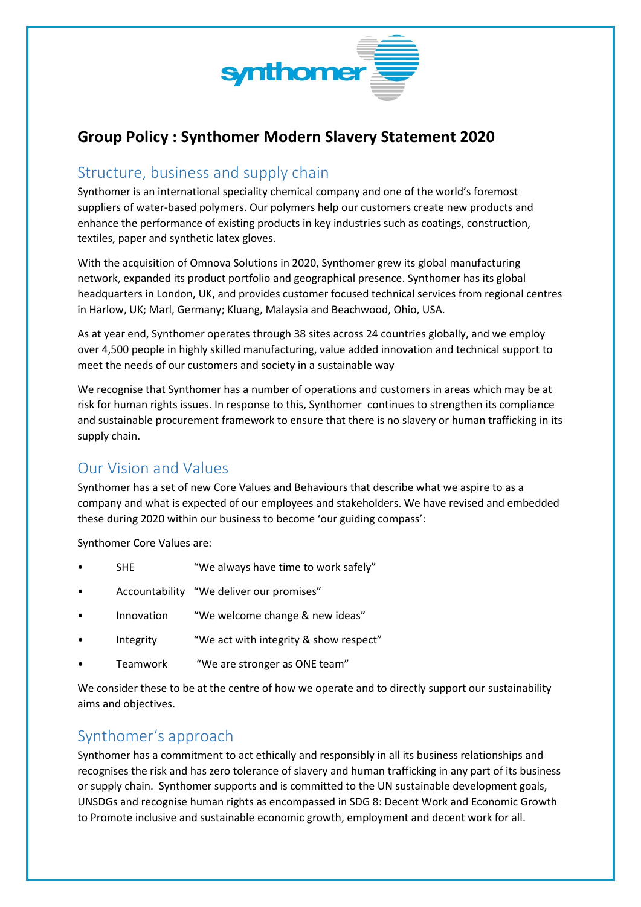# Group Policy : Synthomer Modern Slavery Statement 2020

## Structure, business and supply chain

Synthomer is an international speciality chemical company and one of the world's foremost suppliers of water-based polymers. Our polymers help our customers create new products and enhance the performance of existing products in key industries such as coatings, construction, textiles, paper and synthetic latex gloves.

With the acquisition of Omnova Solutions in 2020, Synthomer grew its global manufacturing network, expanded its product portfolio and geographical presence. Synthomer has its global headquarters in London, UK, and provides customer focused technical services from regional centres in Harlow, UK; Marl, Germany; Kluang, Malaysia and Beachwood, Ohio, USA.

As at year end, Synthomer operates through 38 sites across 24 countries globally, and we employ over 4,500 people in highly skilled manufacturing, value added innovation and technical support to meet the needs of our customers and society in a sustainable way

We recognise that Synthomer has a number of operations and customers in areas which may be at risk for human rights issues. In response to this, Synthomer continues to strengthen its compliance and sustainable procurement framework to ensure that there is no slavery or human trafficking in its supply chain.

## Our Vision and Values

Synthomer has a set of new Core Values and Behaviours that describe what we aspire to as a company and what is expected of our employees and stakeholders. We have revised and embedded these during 2020 within our business to become 'our guiding compass':

Synthomer Core Values are:

- SHE "We always have time to work safely"
- Accountability "We deliver our promises"
- Innovation "We welcome change & new ideas"
- Integrity "We act with integrity & show respect"
- Teamwork "We are stronger as ONE team"

We consider these to be at the centre of how we operate and to directly support our sustainability aims and objectives.

## Synthomer's approach

Synthomer has a commitment to act ethically and responsibly in all its business relationships and recognises the risk and has zero tolerance of slavery and human trafficking in any part of its business or supply chain. Synthomer supports and is committed to the UN sustainable development goals, UNSDGs and recognise human rights as encompassed in SDG 8: Decent Work and Economic Growth to Promote inclusive and sustainable economic growth, employment and decent work for all.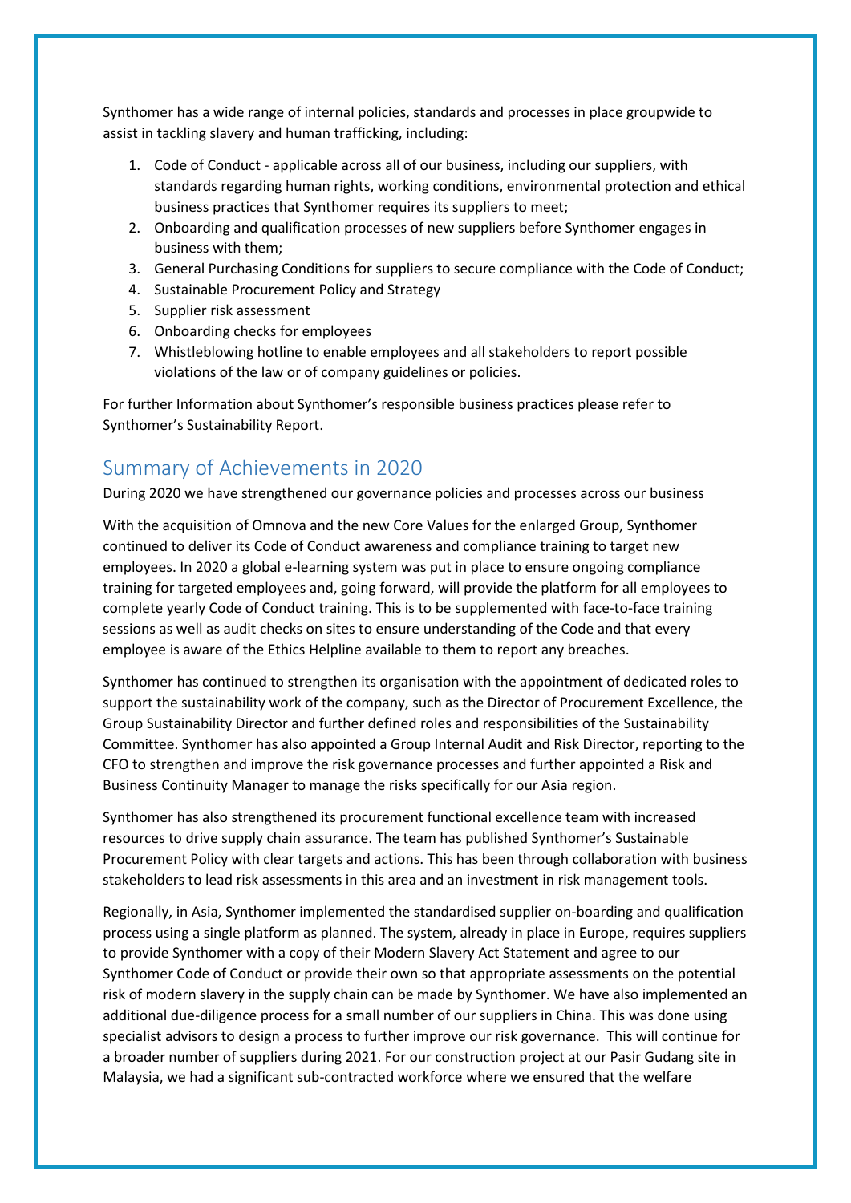Synthomer has a wide range of internal policies, standards and processes in place groupwide to assist in tackling slavery and human trafficking, including:

1. Code of Conduct - applicable across all of our business, including our suppliers, with standards regarding human rights, working conditions, environmental protection and ethical business practices that Synthomer requires its suppliers to meet;
2. Onboarding and qualification processes of new suppliers before Synthomer engages in business with them;
3. General Purchasing Conditions for suppliers to secure compliance with the Code of Conduct;
4. Sustainable Procurement Policy and Strategy
5. Supplier risk assessment
6. Onboarding checks for employees
7. Whistleblowing hotline to enable employees and all stakeholders to report possible violations of the law or of company guidelines or policies.

For further Information about Synthomer's responsible business practices please refer to Synthomer's Sustainability Report.

## Summary of Achievements in 2020

During 2020 we have strengthened our governance policies and processes across our business

With the acquisition of Omnova and the new Core Values for the enlarged Group, Synthomer continued to deliver its Code of Conduct awareness and compliance training to target new employees. In 2020 a global e-learning system was put in place to ensure ongoing compliance training for targeted employees and, going forward, will provide the platform for all employees to complete yearly Code of Conduct training. This is to be supplemented with face-to-face training sessions as well as audit checks on sites to ensure understanding of the Code and that every employee is aware of the Ethics Helpline available to them to report any breaches.

Synthomer has continued to strengthen its organisation with the appointment of dedicated roles to support the sustainability work of the company, such as the Director of Procurement Excellence, the Group Sustainability Director and further defined roles and responsibilities of the Sustainability Committee. Synthomer has also appointed a Group Internal Audit and Risk Director, reporting to the CFO to strengthen and improve the risk governance processes and further appointed a Risk and Business Continuity Manager to manage the risks specifically for our Asia region.

Synthomer has also strengthened its procurement functional excellence team with increased resources to drive supply chain assurance. The team has published Synthomer's Sustainable Procurement Policy with clear targets and actions. This has been through collaboration with business stakeholders to lead risk assessments in this area and an investment in risk management tools.

Regionally, in Asia, Synthomer implemented the standardised supplier on-boarding and qualification process using a single platform as planned. The system, already in place in Europe, requires suppliers to provide Synthomer with a copy of their Modern Slavery Act Statement and agree to our Synthomer Code of Conduct or provide their own so that appropriate assessments on the potential risk of modern slavery in the supply chain can be made by Synthomer. We have also implemented an additional due-diligence process for a small number of our suppliers in China. This was done using specialist advisors to design a process to further improve our risk governance. This will continue for a broader number of suppliers during 2021. For our construction project at our Pasir Gudang site in Malaysia, we had a significant sub-contracted workforce where we ensured that the welfare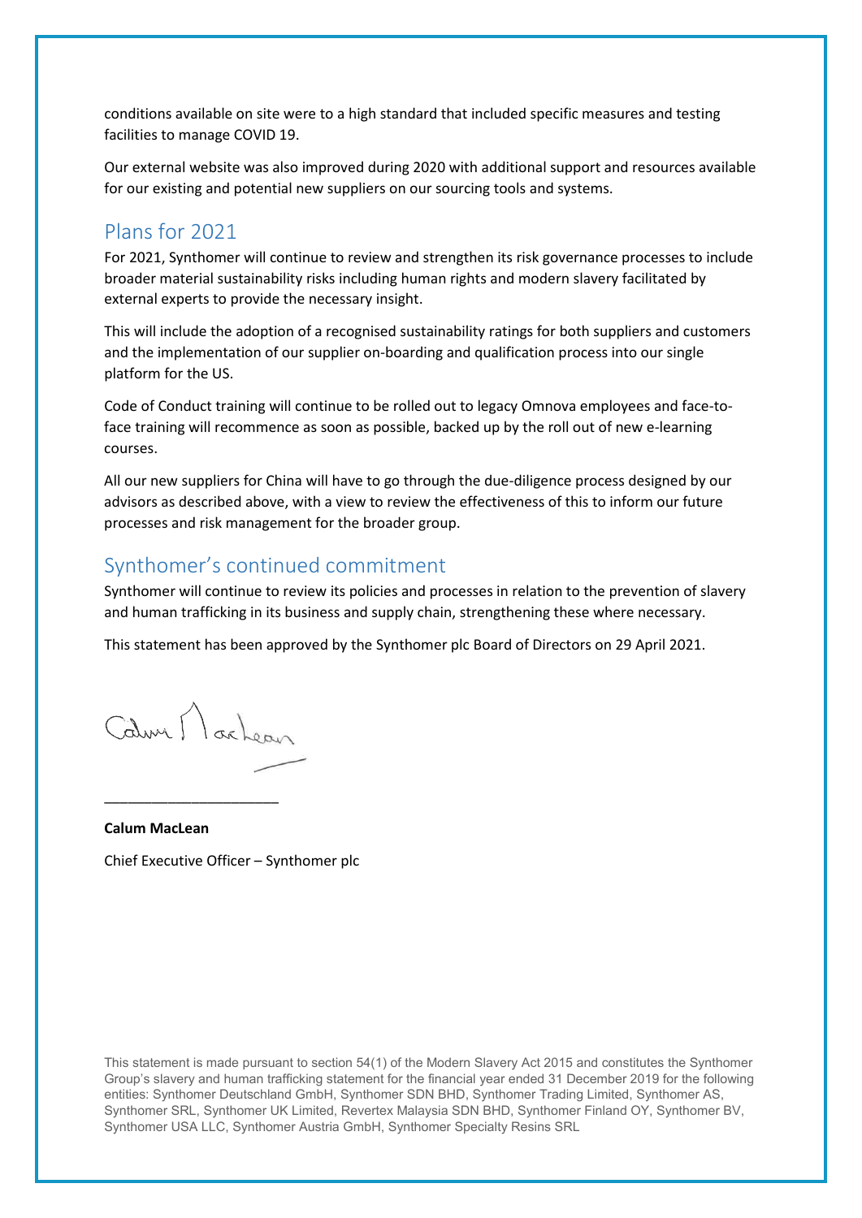conditions available on site were to a high standard that included specific measures and testing facilities to manage COVID 19.

Our external website was also improved during 2020 with additional support and resources available for our existing and potential new suppliers on our sourcing tools and systems.

## Plans for 2021

For 2021, Synthomer will continue to review and strengthen its risk governance processes to include broader material sustainability risks including human rights and modern slavery facilitated by external experts to provide the necessary insight.

This will include the adoption of a recognised sustainability ratings for both suppliers and customers and the implementation of our supplier on-boarding and qualification process into our single platform for the US.

Code of Conduct training will continue to be rolled out to legacy Omnova employees and face-to-face training will recommence as soon as possible, backed up by the roll out of new e-learning courses.

All our new suppliers for China will have to go through the due-diligence process designed by our advisors as described above, with a view to review the effectiveness of this to inform our future processes and risk management for the broader group.

## Synthomer's continued commitment

Synthomer will continue to review its policies and processes in relation to the prevention of slavery and human trafficking in its business and supply chain, strengthening these where necessary.

This statement has been approved by the Synthomer plc Board of Directors on 29 April 2021.

Calum MacLean

______________________

**Calum MacLean**

Chief Executive Officer – Synthomer plc

This statement is made pursuant to section 54(1) of the Modern Slavery Act 2015 and constitutes the Synthomer Group's slavery and human trafficking statement for the financial year ended 31 December 2019 for the following entities: Synthomer Deutschland GmbH, Synthomer SDN BHD, Synthomer Trading Limited, Synthomer AS, Synthomer SRL, Synthomer UK Limited, Revertex Malaysia SDN BHD, Synthomer Finland OY, Synthomer BV, Synthomer USA LLC, Synthomer Austria GmbH, Synthomer Specialty Resins SRL